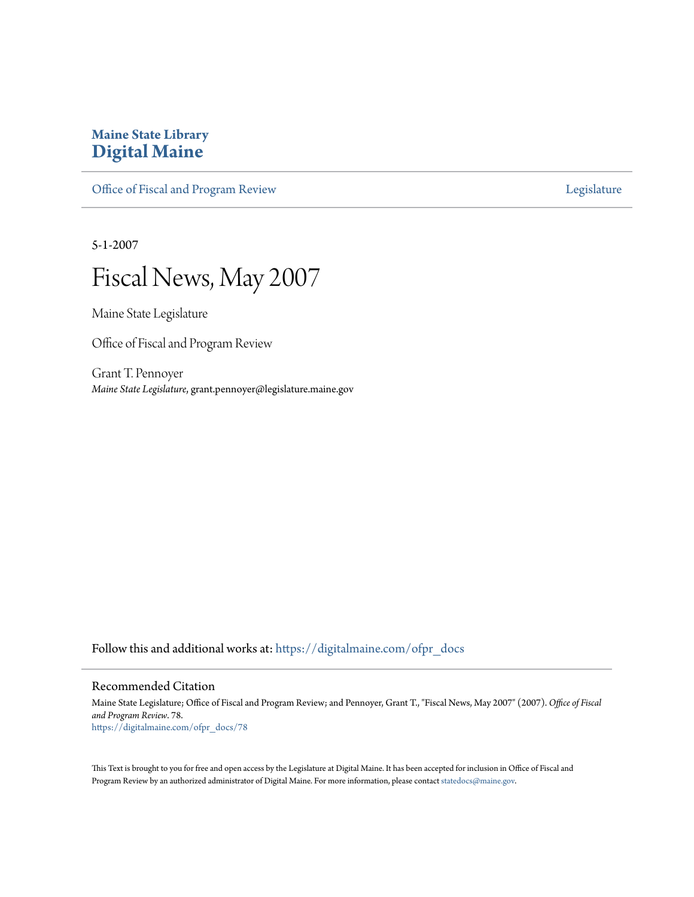**Maine State Library**
**Digital Maine**

Office of Fiscal and Program Review | Legislature

5-1-2007

# Fiscal News, May 2007

Maine State Legislature

Office of Fiscal and Program Review

Grant T. Pennoyer
*Maine State Legislature*, grant.pennoyer@legislature.maine.gov

Follow this and additional works at: https://digitalmaine.com/ofpr_docs

## Recommended Citation

Maine State Legislature; Office of Fiscal and Program Review; and Pennoyer, Grant T., "Fiscal News, May 2007" (2007). *Office of Fiscal and Program Review*. 78.
https://digitalmaine.com/ofpr_docs/78

This Text is brought to you for free and open access by the Legislature at Digital Maine. It has been accepted for inclusion in Office of Fiscal and Program Review by an authorized administrator of Digital Maine. For more information, please contact statedocs@maine.gov.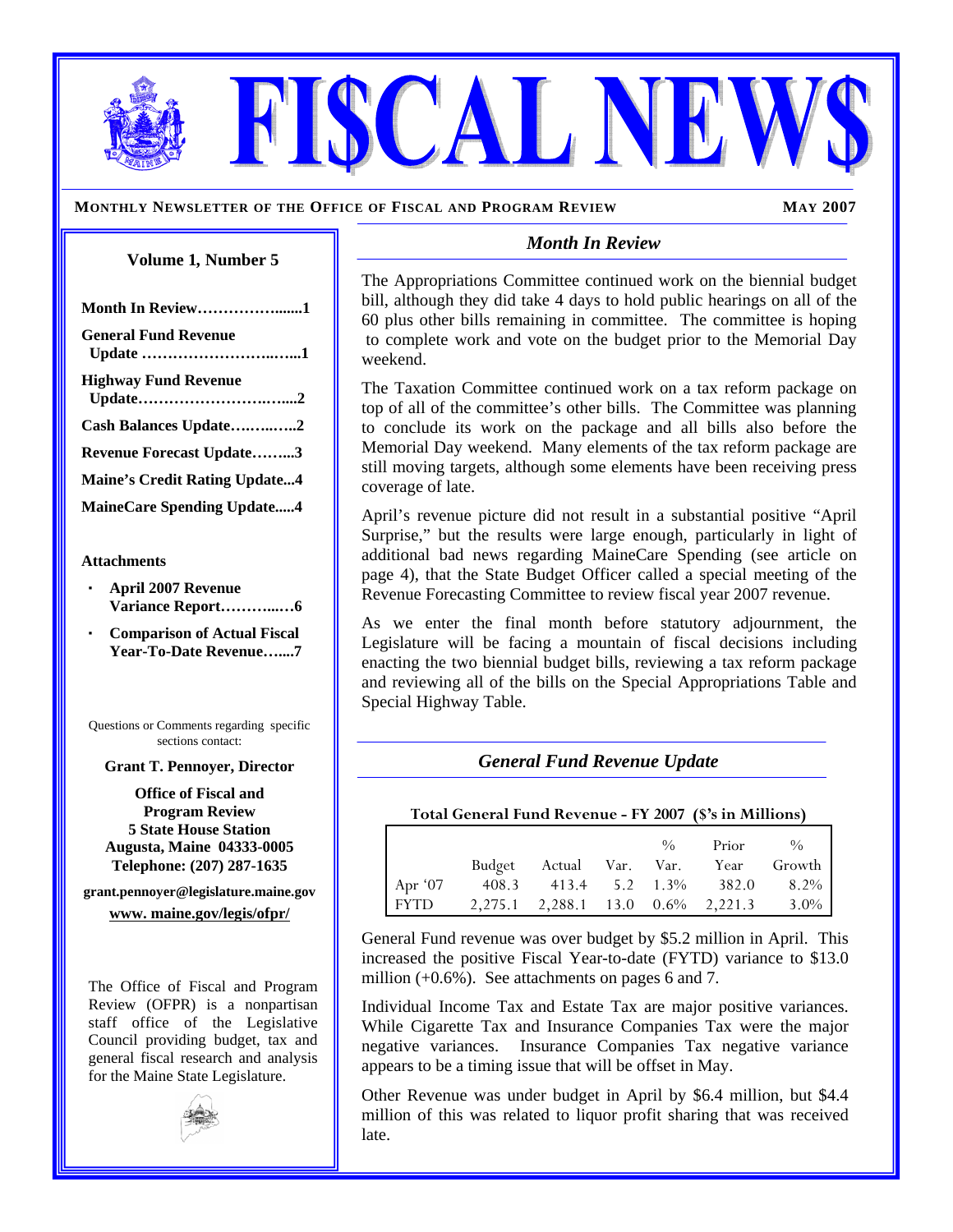# FI$CAL NEWS

**MONTHLY NEWSLETTER OF THE OFFICE OF FISCAL AND PROGRAM REVIEW** **MAY 2007**

**Volume 1, Number 5**

**Month In Review……………......1**

**General Fund Revenue Update ……………………..…...1**

**Highway Fund Revenue Update……………………..…....2**

**Cash Balances Update……..…..2**

**Revenue Forecast Update……...3**

**Maine's Credit Rating Update...4**

**MaineCare Spending Update.....4**

**Attachments**

- **April 2007 Revenue Variance Report………...…6**
- **Comparison of Actual Fiscal Year-To-Date Revenue…....7**

Questions or Comments regarding specific sections contact:

**Grant T. Pennoyer, Director**

**Office of Fiscal and Program Review**
**5 State House Station**
**Augusta, Maine 04333-0005**
**Telephone: (207) 287-1635**

**grant.pennoyer@legislature.maine.gov**
**www. maine.gov/legis/ofpr/**

The Office of Fiscal and Program Review (OFPR) is a nonpartisan staff office of the Legislative Council providing budget, tax and general fiscal research and analysis for the Maine State Legislature.

## *Month In Review*

The Appropriations Committee continued work on the biennial budget bill, although they did take 4 days to hold public hearings on all of the 60 plus other bills remaining in committee. The committee is hoping to complete work and vote on the budget prior to the Memorial Day weekend.

The Taxation Committee continued work on a tax reform package on top of all of the committee's other bills. The Committee was planning to conclude its work on the package and all bills also before the Memorial Day weekend. Many elements of the tax reform package are still moving targets, although some elements have been receiving press coverage of late.

April's revenue picture did not result in a substantial positive "April Surprise," but the results were large enough, particularly in light of additional bad news regarding MaineCare Spending (see article on page 4), that the State Budget Officer called a special meeting of the Revenue Forecasting Committee to review fiscal year 2007 revenue.

As we enter the final month before statutory adjournment, the Legislature will be facing a mountain of fiscal decisions including enacting the two biennial budget bills, reviewing a tax reform package and reviewing all of the bills on the Special Appropriations Table and Special Highway Table.

## *General Fund Revenue Update*

**Total General Fund Revenue - FY 2007 ($'s in Millions)**

| | Budget | Actual | Var. | % Var. | Prior Year | % Growth |
|---|---|---|---|---|---|---|
| Apr '07 | 408.3 | 413.4 | 5.2 | 1.3% | 382.0 | 8.2% |
| FYTD | 2,275.1 | 2,288.1 | 13.0 | 0.6% | 2,221.3 | 3.0% |

General Fund revenue was over budget by $5.2 million in April. This increased the positive Fiscal Year-to-date (FYTD) variance to $13.0 million (+0.6%). See attachments on pages 6 and 7.

Individual Income Tax and Estate Tax are major positive variances. While Cigarette Tax and Insurance Companies Tax were the major negative variances. Insurance Companies Tax negative variance appears to be a timing issue that will be offset in May.

Other Revenue was under budget in April by $6.4 million, but $4.4 million of this was related to liquor profit sharing that was received late.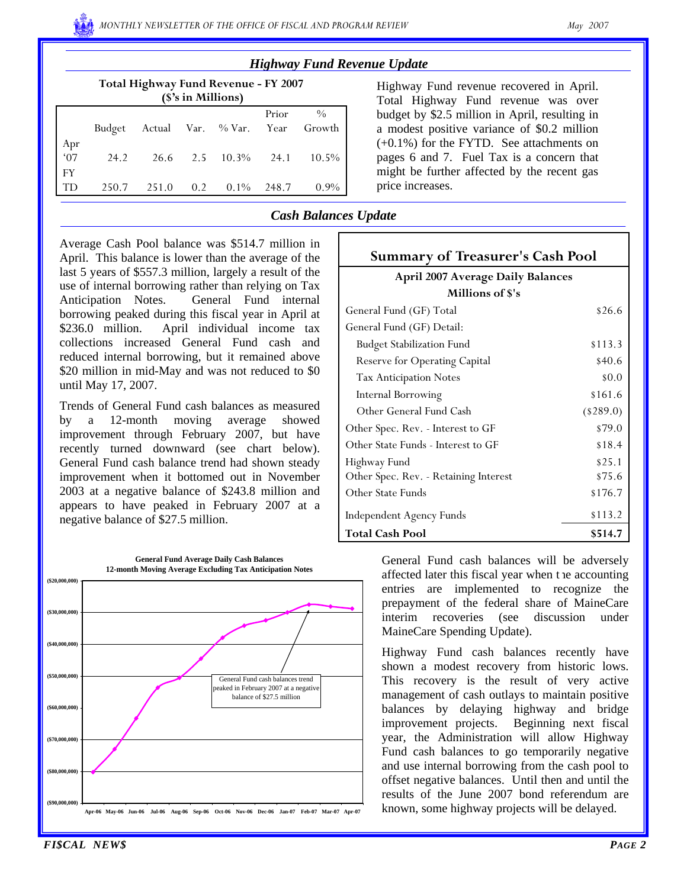## *Highway Fund Revenue Update*

**Total Highway Fund Revenue - FY 2007 ($'s in Millions)**

| | Budget | Actual | Var. | % Var. | Prior Year | % Growth |
|---|---|---|---|---|---|---|
| Apr '07 | 24.2 | 26.6 | 2.5 | 10.3% | 24.1 | 10.5% |
| FYTD | 250.7 | 251.0 | 0.2 | 0.1% | 248.7 | 0.9% |

Highway Fund revenue recovered in April. Total Highway Fund revenue was over budget by $2.5 million in April, resulting in a modest positive variance of $0.2 million (+0.1%) for the FYTD. See attachments on pages 6 and 7. Fuel Tax is a concern that might be further affected by the recent gas price increases.

## *Cash Balances Update*

Average Cash Pool balance was $514.7 million in April. This balance is lower than the average of the last 5 years of $557.3 million, largely a result of the use of internal borrowing rather than relying on Tax Anticipation Notes. General Fund internal borrowing peaked during this fiscal year in April at $236.0 million. April individual income tax collections increased General Fund cash and reduced internal borrowing, but it remained above $20 million in mid-May and was not reduced to $0 until May 17, 2007.

Trends of General Fund cash balances as measured by a 12-month moving average showed improvement through February 2007, but have recently turned downward (see chart below). General Fund cash balance trend had shown steady improvement when it bottomed out in November 2003 at a negative balance of $243.8 million and appears to have peaked in February 2007 at a negative balance of $27.5 million.

**Summary of Treasurer's Cash Pool**

**April 2007 Average Daily Balances**

**Millions of $'s**

| | |
|---|---|
| General Fund (GF) Total | $26.6 |
| General Fund (GF) Detail: | |
| Budget Stabilization Fund | $113.3 |
| Reserve for Operating Capital | $40.6 |
| Tax Anticipation Notes | $0.0 |
| Internal Borrowing | $161.6 |
| Other General Fund Cash | ($289.0) |
| Other Spec. Rev. - Interest to GF | $79.0 |
| Other State Funds - Interest to GF | $18.4 |
| Highway Fund | $25.1 |
| Other Spec. Rev. - Retaining Interest | $75.6 |
| Other State Funds | $176.7 |
| Independent Agency Funds | $113.2 |
| **Total Cash Pool** | **$514.7** |

**General Fund Average Daily Cash Balances**
**12-month Moving Average Excluding Tax Anticipation Notes**

| Month | Balance (approx.) |
|---|---|
| Apr-06 | ($80,000,000) |
| May-06 | ($73,000,000) |
| Jun-06 | ($63,000,000) |
| Jul-06 | ($52,000,000) |
| Aug-06 | ($50,000,000) |
| Sep-06 | ($45,000,000) |
| Oct-06 | ($38,000,000) |
| Nov-06 | ($34,000,000) |
| Dec-06 | ($32,500,000) |
| Jan-07 | ($30,000,000) |
| Feb-07 | ($27,500,000) |
| Mar-07 | ($28,000,000) |
| Apr-07 | ($28,500,000) |

General Fund cash balances trend peaked in February 2007 at a negative balance of $27.5 million

General Fund cash balances will be adversely affected later this fiscal year when the accounting entries are implemented to recognize the prepayment of the federal share of MaineCare interim recoveries (see discussion under MaineCare Spending Update).

Highway Fund cash balances recently have shown a modest recovery from historic lows. This recovery is the result of very active management of cash outlays to maintain positive balances by delaying highway and bridge improvement projects. Beginning next fiscal year, the Administration will allow Highway Fund cash balances to go temporarily negative and use internal borrowing from the cash pool to offset negative balances. Until then and until the results of the June 2007 bond referendum are known, some highway projects will be delayed.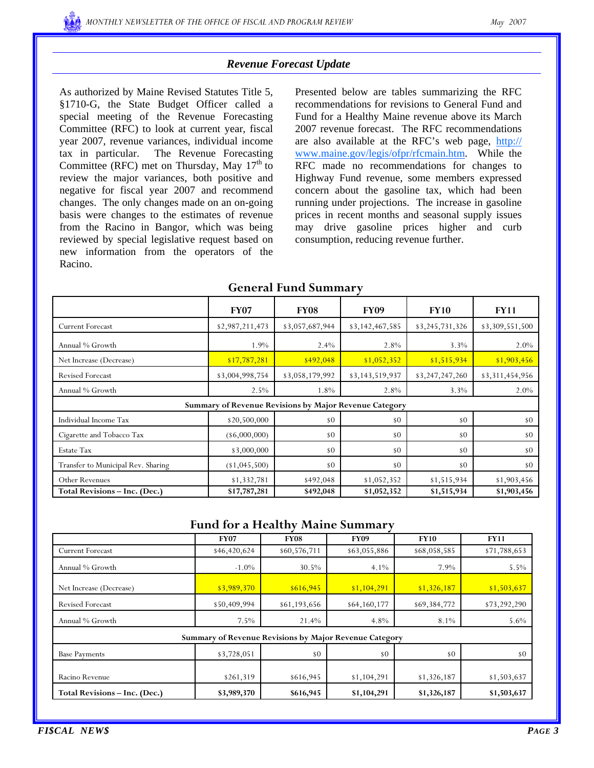## *Revenue Forecast Update*

As authorized by Maine Revised Statutes Title 5, §1710-G, the State Budget Officer called a special meeting of the Revenue Forecasting Committee (RFC) to look at current year, fiscal year 2007, revenue variances, individual income tax in particular. The Revenue Forecasting Committee (RFC) met on Thursday, May 17th to review the major variances, both positive and negative for fiscal year 2007 and recommend changes. The only changes made on an on-going basis were changes to the estimates of revenue from the Racino in Bangor, which was being reviewed by special legislative request based on new information from the operators of the Racino.

Presented below are tables summarizing the RFC recommendations for revisions to General Fund and Fund for a Healthy Maine revenue above its March 2007 revenue forecast. The RFC recommendations are also available at the RFC's web page, http://www.maine.gov/legis/ofpr/rfcmain.htm. While the RFC made no recommendations for changes to Highway Fund revenue, some members expressed concern about the gasoline tax, which had been running under projections. The increase in gasoline prices in recent months and seasonal supply issues may drive gasoline prices higher and curb consumption, reducing revenue further.

### General Fund Summary

| | FY07 | FY08 | FY09 | FY10 | FY11 |
|---|---|---|---|---|---|
| Current Forecast | $2,987,211,473 | $3,057,687,944 | $3,142,467,585 | $3,245,731,326 | $3,309,551,500 |
| Annual % Growth | 1.9% | 2.4% | 2.8% | 3.3% | 2.0% |
| Net Increase (Decrease) | $17,787,281 | $492,048 | $1,052,352 | $1,515,934 | $1,903,456 |
| Revised Forecast | $3,004,998,754 | $3,058,179,992 | $3,143,519,937 | $3,247,247,260 | $3,311,454,956 |
| Annual % Growth | 2.5% | 1.8% | 2.8% | 3.3% | 2.0% |
| **Summary of Revenue Revisions by Major Revenue Category** | | | | | |
| Individual Income Tax | $20,500,000 | $0 | $0 | $0 | $0 |
| Cigarette and Tobacco Tax | ($6,000,000) | $0 | $0 | $0 | $0 |
| Estate Tax | $3,000,000 | $0 | $0 | $0 | $0 |
| Transfer to Municipal Rev. Sharing | ($1,045,500) | $0 | $0 | $0 | $0 |
| Other Revenues | $1,332,781 | $492,048 | $1,052,352 | $1,515,934 | $1,903,456 |
| **Total Revisions – Inc. (Dec.)** | **$17,787,281** | **$492,048** | **$1,052,352** | **$1,515,934** | **$1,903,456** |

### Fund for a Healthy Maine Summary

| | FY07 | FY08 | FY09 | FY10 | FY11 |
|---|---|---|---|---|---|
| Current Forecast | $46,420,624 | $60,576,711 | $63,055,886 | $68,058,585 | $71,788,653 |
| Annual % Growth | -1.0% | 30.5% | 4.1% | 7.9% | 5.5% |
| Net Increase (Decrease) | $3,989,370 | $616,945 | $1,104,291 | $1,326,187 | $1,503,637 |
| Revised Forecast | $50,409,994 | $61,193,656 | $64,160,177 | $69,384,772 | $73,292,290 |
| Annual % Growth | 7.5% | 21.4% | 4.8% | 8.1% | 5.6% |
| **Summary of Revenue Revisions by Major Revenue Category** | | | | | |
| Base Payments | $3,728,051 | $0 | $0 | $0 | $0 |
| Racino Revenue | $261,319 | $616,945 | $1,104,291 | $1,326,187 | $1,503,637 |
| **Total Revisions – Inc. (Dec.)** | **$3,989,370** | **$616,945** | **$1,104,291** | **$1,326,187** | **$1,503,637** |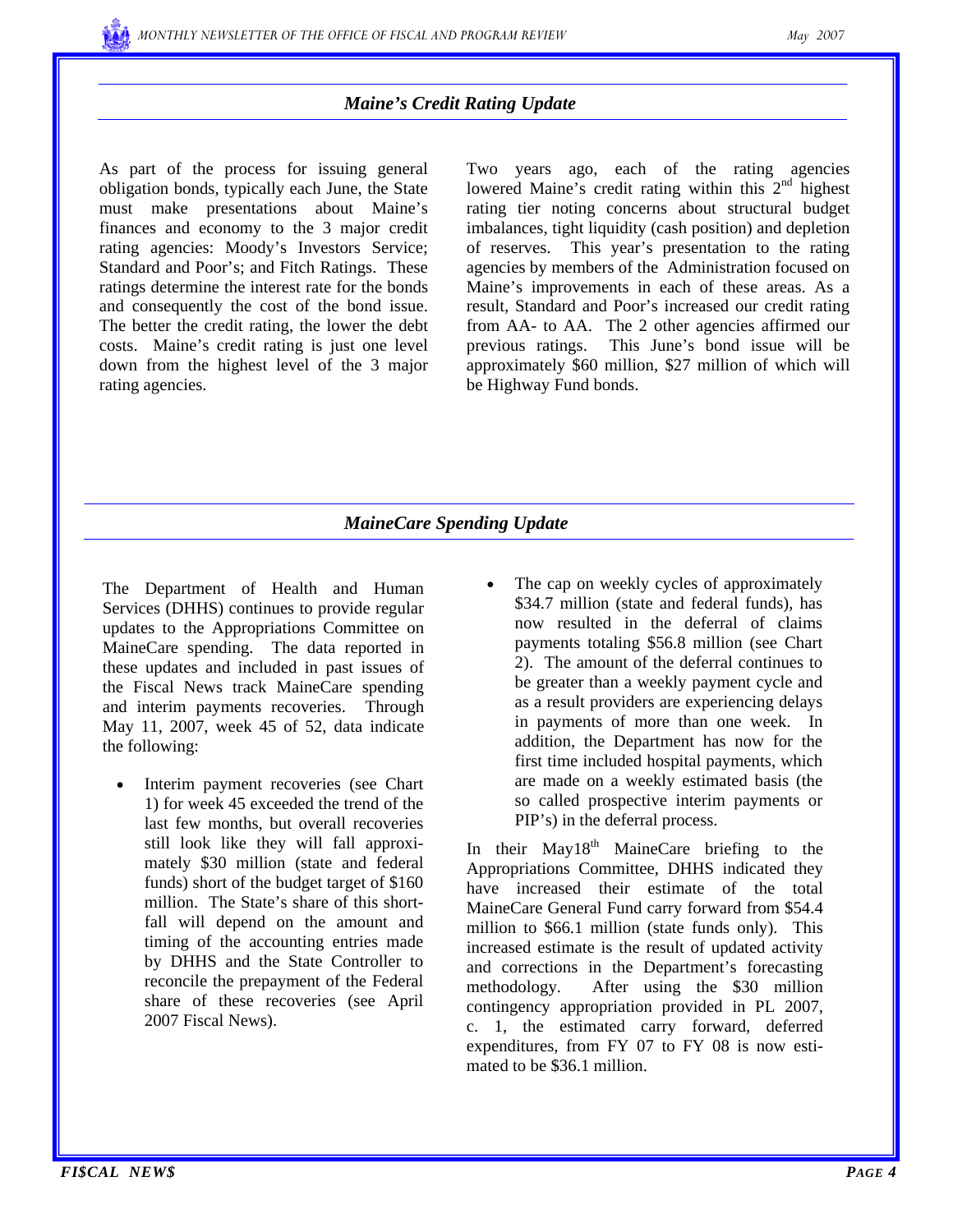## *Maine's Credit Rating Update*

As part of the process for issuing general obligation bonds, typically each June, the State must make presentations about Maine's finances and economy to the 3 major credit rating agencies: Moody's Investors Service; Standard and Poor's; and Fitch Ratings. These ratings determine the interest rate for the bonds and consequently the cost of the bond issue. The better the credit rating, the lower the debt costs. Maine's credit rating is just one level down from the highest level of the 3 major rating agencies.

Two years ago, each of the rating agencies lowered Maine's credit rating within this 2nd highest rating tier noting concerns about structural budget imbalances, tight liquidity (cash position) and depletion of reserves. This year's presentation to the rating agencies by members of the Administration focused on Maine's improvements in each of these areas. As a result, Standard and Poor's increased our credit rating from AA- to AA. The 2 other agencies affirmed our previous ratings. This June's bond issue will be approximately $60 million, $27 million of which will be Highway Fund bonds.

## *MaineCare Spending Update*

The Department of Health and Human Services (DHHS) continues to provide regular updates to the Appropriations Committee on MaineCare spending. The data reported in these updates and included in past issues of the Fiscal News track MaineCare spending and interim payments recoveries. Through May 11, 2007, week 45 of 52, data indicate the following:

- Interim payment recoveries (see Chart 1) for week 45 exceeded the trend of the last few months, but overall recoveries still look like they will fall approximately $30 million (state and federal funds) short of the budget target of $160 million. The State's share of this shortfall will depend on the amount and timing of the accounting entries made by DHHS and the State Controller to reconcile the prepayment of the Federal share of these recoveries (see April 2007 Fiscal News).
- The cap on weekly cycles of approximately $34.7 million (state and federal funds), has now resulted in the deferral of claims payments totaling $56.8 million (see Chart 2). The amount of the deferral continues to be greater than a weekly payment cycle and as a result providers are experiencing delays in payments of more than one week. In addition, the Department has now for the first time included hospital payments, which are made on a weekly estimated basis (the so called prospective interim payments or PIP's) in the deferral process.

In their May18th MaineCare briefing to the Appropriations Committee, DHHS indicated they have increased their estimate of the total MaineCare General Fund carry forward from $54.4 million to $66.1 million (state funds only). This increased estimate is the result of updated activity and corrections in the Department's forecasting methodology. After using the $30 million contingency appropriation provided in PL 2007, c. 1, the estimated carry forward, deferred expenditures, from FY 07 to FY 08 is now estimated to be $36.1 million.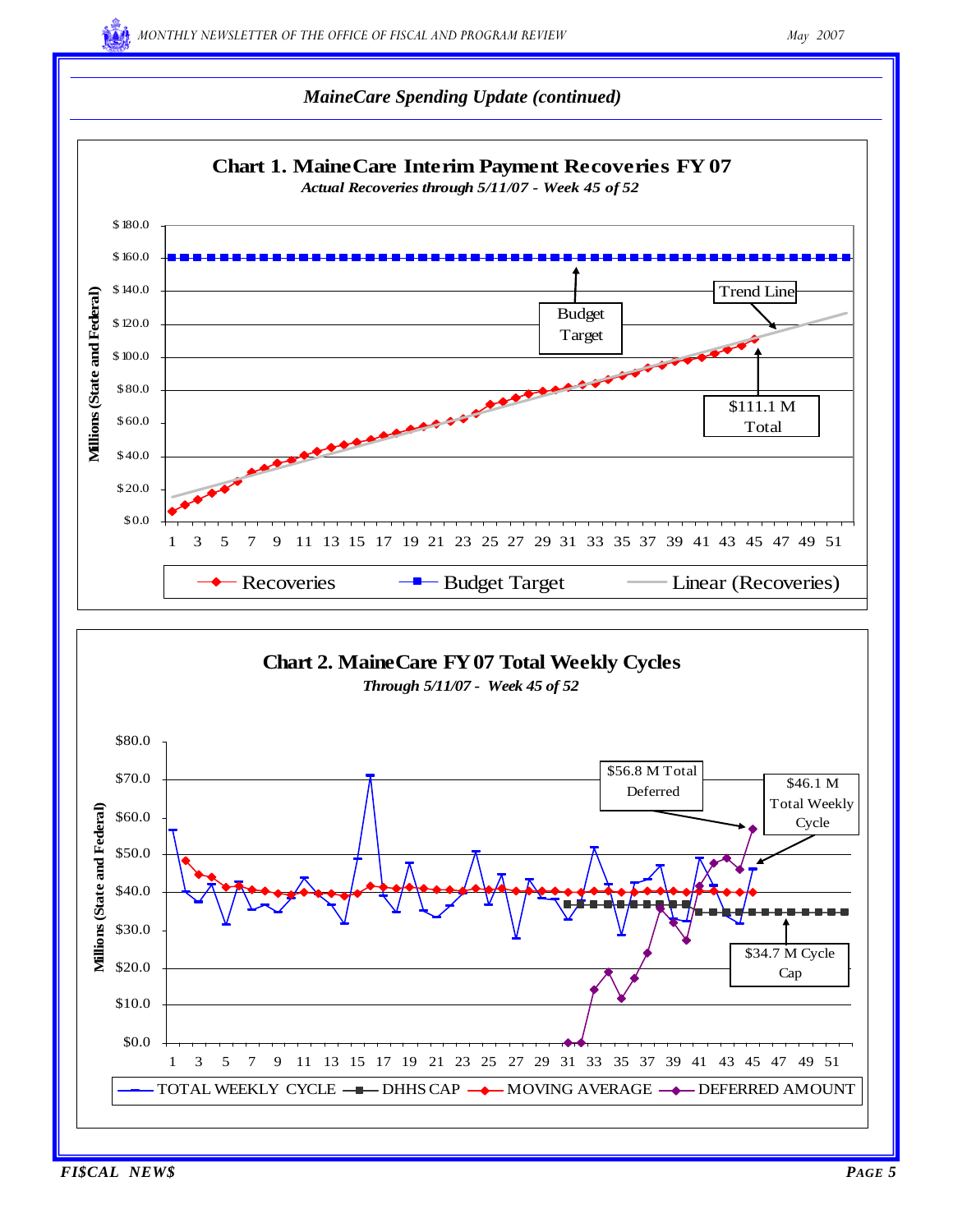## MaineCare Spending Update (continued)

**Chart 1. MaineCare Interim Payment Recoveries FY 07**

*Actual Recoveries through 5/11/07 - Week 45 of 52*

Millions (State and Federal)

Budget Target

Trend Line

$111.1 M Total

Recoveries — Budget Target — Linear (Recoveries)

**Chart 2. MaineCare FY 07 Total Weekly Cycles**

*Through 5/11/07 - Week 45 of 52*

Millions (State and Federal)

$56.8 M Total Deferred

$46.1 M Total Weekly Cycle

$34.7 M Cycle Cap

TOTAL WEEKLY CYCLE — DHHS CAP — MOVING AVERAGE — DEFERRED AMOUNT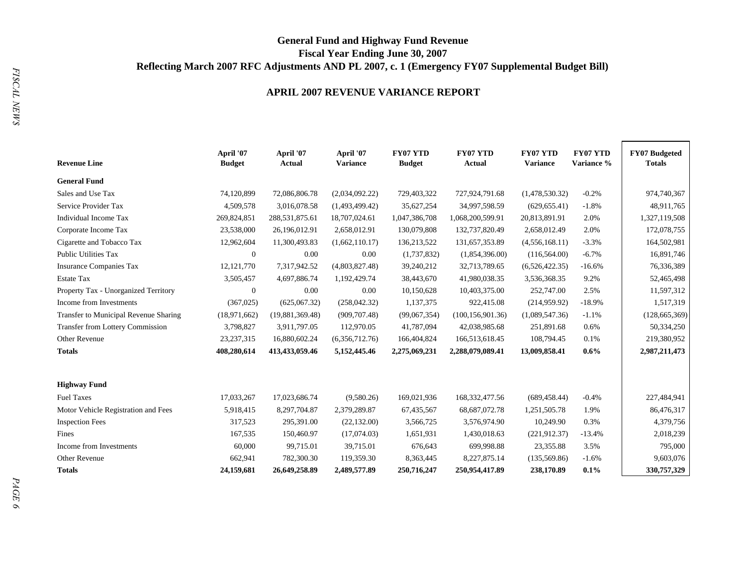## General Fund and Highway Fund Revenue
## Fiscal Year Ending June 30, 2007
## Reflecting March 2007 RFC Adjustments AND PL 2007, c. 1 (Emergency FY07 Supplemental Budget Bill)

### APRIL 2007 REVENUE VARIANCE REPORT

| Revenue Line | April '07 Budget | April '07 Actual | April '07 Variance | FY07 YTD Budget | FY07 YTD Actual | FY07 YTD Variance | FY07 YTD Variance % | FY07 Budgeted Totals |
|---|---|---|---|---|---|---|---|---|
| **General Fund** | | | | | | | | |
| Sales and Use Tax | 74,120,899 | 72,086,806.78 | (2,034,092.22) | 729,403,322 | 727,924,791.68 | (1,478,530.32) | -0.2% | 974,740,367 |
| Service Provider Tax | 4,509,578 | 3,016,078.58 | (1,493,499.42) | 35,627,254 | 34,997,598.59 | (629,655.41) | -1.8% | 48,911,765 |
| Individual Income Tax | 269,824,851 | 288,531,875.61 | 18,707,024.61 | 1,047,386,708 | 1,068,200,599.91 | 20,813,891.91 | 2.0% | 1,327,119,508 |
| Corporate Income Tax | 23,538,000 | 26,196,012.91 | 2,658,012.91 | 130,079,808 | 132,737,820.49 | 2,658,012.49 | 2.0% | 172,078,755 |
| Cigarette and Tobacco Tax | 12,962,604 | 11,300,493.83 | (1,662,110.17) | 136,213,522 | 131,657,353.89 | (4,556,168.11) | -3.3% | 164,502,981 |
| Public Utilities Tax | 0 | 0.00 | 0.00 | (1,737,832) | (1,854,396.00) | (116,564.00) | -6.7% | 16,891,746 |
| Insurance Companies Tax | 12,121,770 | 7,317,942.52 | (4,803,827.48) | 39,240,212 | 32,713,789.65 | (6,526,422.35) | -16.6% | 76,336,389 |
| Estate Tax | 3,505,457 | 4,697,886.74 | 1,192,429.74 | 38,443,670 | 41,980,038.35 | 3,536,368.35 | 9.2% | 52,465,498 |
| Property Tax - Unorganized Territory | 0 | 0.00 | 0.00 | 10,150,628 | 10,403,375.00 | 252,747.00 | 2.5% | 11,597,312 |
| Income from Investments | (367,025) | (625,067.32) | (258,042.32) | 1,137,375 | 922,415.08 | (214,959.92) | -18.9% | 1,517,319 |
| Transfer to Municipal Revenue Sharing | (18,971,662) | (19,881,369.48) | (909,707.48) | (99,067,354) | (100,156,901.36) | (1,089,547.36) | -1.1% | (128,665,369) |
| Transfer from Lottery Commission | 3,798,827 | 3,911,797.05 | 112,970.05 | 41,787,094 | 42,038,985.68 | 251,891.68 | 0.6% | 50,334,250 |
| Other Revenue | 23,237,315 | 16,880,602.24 | (6,356,712.76) | 166,404,824 | 166,513,618.45 | 108,794.45 | 0.1% | 219,380,952 |
| **Totals** | **408,280,614** | **413,433,059.46** | **5,152,445.46** | **2,275,069,231** | **2,288,079,089.41** | **13,009,858.41** | **0.6%** | **2,987,211,473** |
| | | | | | | | | |
| **Highway Fund** | | | | | | | | |
| Fuel Taxes | 17,033,267 | 17,023,686.74 | (9,580.26) | 169,021,936 | 168,332,477.56 | (689,458.44) | -0.4% | 227,484,941 |
| Motor Vehicle Registration and Fees | 5,918,415 | 8,297,704.87 | 2,379,289.87 | 67,435,567 | 68,687,072.78 | 1,251,505.78 | 1.9% | 86,476,317 |
| Inspection Fees | 317,523 | 295,391.00 | (22,132.00) | 3,566,725 | 3,576,974.90 | 10,249.90 | 0.3% | 4,379,756 |
| Fines | 167,535 | 150,460.97 | (17,074.03) | 1,651,931 | 1,430,018.63 | (221,912.37) | -13.4% | 2,018,239 |
| Income from Investments | 60,000 | 99,715.01 | 39,715.01 | 676,643 | 699,998.88 | 23,355.88 | 3.5% | 795,000 |
| Other Revenue | 662,941 | 782,300.30 | 119,359.30 | 8,363,445 | 8,227,875.14 | (135,569.86) | -1.6% | 9,603,076 |
| **Totals** | **24,159,681** | **26,649,258.89** | **2,489,577.89** | **250,716,247** | **250,954,417.89** | **238,170.89** | **0.1%** | **330,757,329** |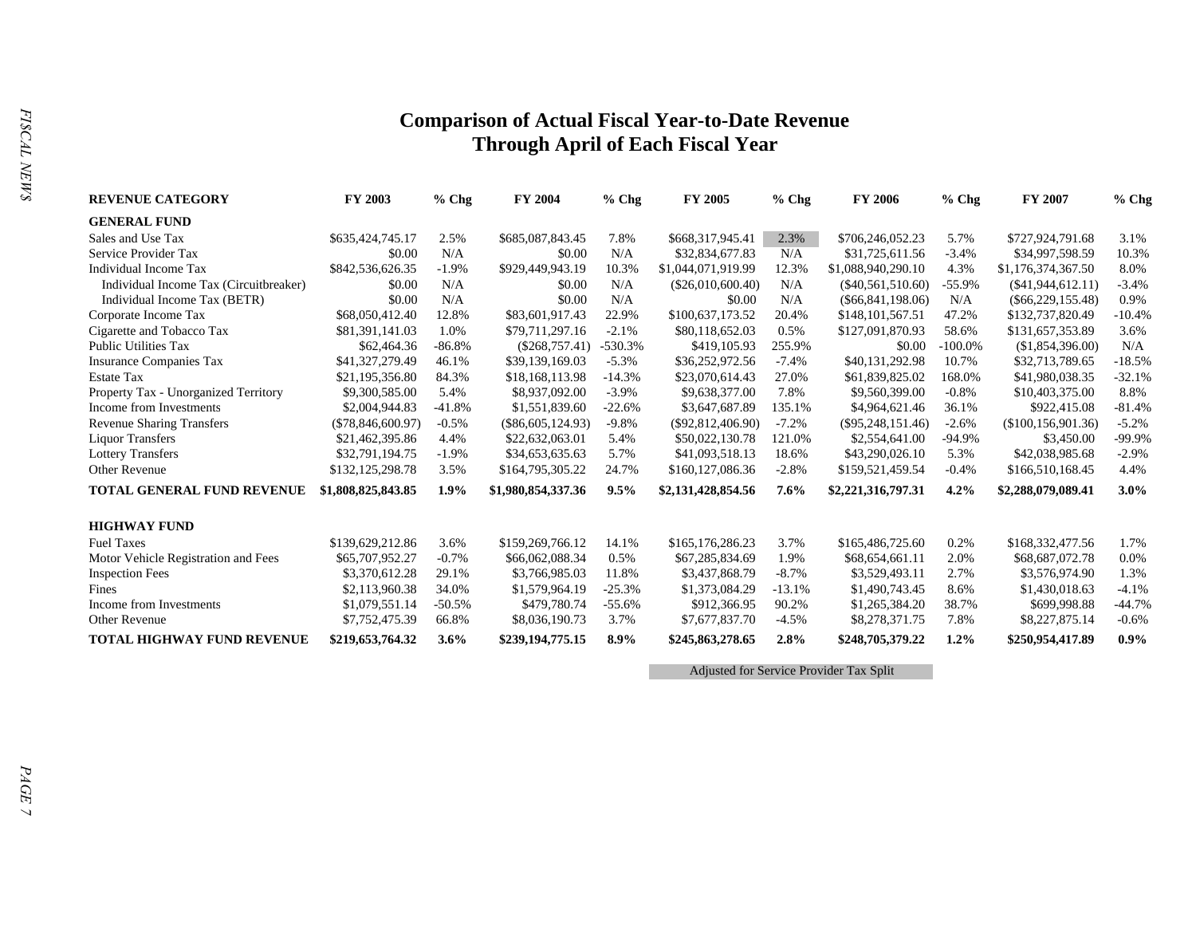# Comparison of Actual Fiscal Year-to-Date Revenue Through April of Each Fiscal Year

| REVENUE CATEGORY | FY 2003 | % Chg | FY 2004 | % Chg | FY 2005 | % Chg | FY 2006 | % Chg | FY 2007 | % Chg |
|---|---|---|---|---|---|---|---|---|---|---|
| **GENERAL FUND** | | | | | | | | | | |
| Sales and Use Tax | $635,424,745.17 | 2.5% | $685,087,843.45 | 7.8% | $668,317,945.41 | 2.3% | $706,246,052.23 | 5.7% | $727,924,791.68 | 3.1% |
| Service Provider Tax | $0.00 | N/A | $0.00 | N/A | $32,834,677.83 | N/A | $31,725,611.56 | -3.4% | $34,997,598.59 | 10.3% |
| Individual Income Tax | $842,536,626.35 | -1.9% | $929,449,943.19 | 10.3% | $1,044,071,919.99 | 12.3% | $1,088,940,290.10 | 4.3% | $1,176,374,367.50 | 8.0% |
| Individual Income Tax (Circuitbreaker) | $0.00 | N/A | $0.00 | N/A | ($26,010,600.40) | N/A | ($40,561,510.60) | -55.9% | ($41,944,612.11) | -3.4% |
| Individual Income Tax (BETR) | $0.00 | N/A | $0.00 | N/A | $0.00 | N/A | ($66,841,198.06) | N/A | ($66,229,155.48) | 0.9% |
| Corporate Income Tax | $68,050,412.40 | 12.8% | $83,601,917.43 | 22.9% | $100,637,173.52 | 20.4% | $148,101,567.51 | 47.2% | $132,737,820.49 | -10.4% |
| Cigarette and Tobacco Tax | $81,391,141.03 | 1.0% | $79,711,297.16 | -2.1% | $80,118,652.03 | 0.5% | $127,091,870.93 | 58.6% | $131,657,353.89 | 3.6% |
| Public Utilities Tax | $62,464.36 | -86.8% | ($268,757.41) | -530.3% | $419,105.93 | 255.9% | $0.00 | -100.0% | ($1,854,396.00) | N/A |
| Insurance Companies Tax | $41,327,279.49 | 46.1% | $39,139,169.03 | -5.3% | $36,252,972.56 | -7.4% | $40,131,292.98 | 10.7% | $32,713,789.65 | -18.5% |
| Estate Tax | $21,195,356.80 | 84.3% | $18,168,113.98 | -14.3% | $23,070,614.43 | 27.0% | $61,839,825.02 | 168.0% | $41,980,038.35 | -32.1% |
| Property Tax - Unorganized Territory | $9,300,585.00 | 5.4% | $8,937,092.00 | -3.9% | $9,638,377.00 | 7.8% | $9,560,399.00 | -0.8% | $10,403,375.00 | 8.8% |
| Income from Investments | $2,004,944.83 | -41.8% | $1,551,839.60 | -22.6% | $3,647,687.89 | 135.1% | $4,964,621.46 | 36.1% | $922,415.08 | -81.4% |
| Revenue Sharing Transfers | ($78,846,600.97) | -0.5% | ($86,605,124.93) | -9.8% | ($92,812,406.90) | -7.2% | ($95,248,151.46) | -2.6% | ($100,156,901.36) | -5.2% |
| Liquor Transfers | $21,462,395.86 | 4.4% | $22,632,063.01 | 5.4% | $50,022,130.78 | 121.0% | $2,554,641.00 | -94.9% | $3,450.00 | -99.9% |
| Lottery Transfers | $32,791,194.75 | -1.9% | $34,653,635.63 | 5.7% | $41,093,518.13 | 18.6% | $43,290,026.10 | 5.3% | $42,038,985.68 | -2.9% |
| Other Revenue | $132,125,298.78 | 3.5% | $164,795,305.22 | 24.7% | $160,127,086.36 | -2.8% | $159,521,459.54 | -0.4% | $166,510,168.45 | 4.4% |
| **TOTAL GENERAL FUND REVENUE** | **$1,808,825,843.85** | **1.9%** | **$1,980,854,337.36** | **9.5%** | **$2,131,428,854.56** | **7.6%** | **$2,221,316,797.31** | **4.2%** | **$2,288,079,089.41** | **3.0%** |
| **HIGHWAY FUND** | | | | | | | | | | |
| Fuel Taxes | $139,629,212.86 | 3.6% | $159,269,766.12 | 14.1% | $165,176,286.23 | 3.7% | $165,486,725.60 | 0.2% | $168,332,477.56 | 1.7% |
| Motor Vehicle Registration and Fees | $65,707,952.27 | -0.7% | $66,062,088.34 | 0.5% | $67,285,834.69 | 1.9% | $68,654,661.11 | 2.0% | $68,687,072.78 | 0.0% |
| Inspection Fees | $3,370,612.28 | 29.1% | $3,766,985.03 | 11.8% | $3,437,868.79 | -8.7% | $3,529,493.11 | 2.7% | $3,576,974.90 | 1.3% |
| Fines | $2,113,960.38 | 34.0% | $1,579,964.19 | -25.3% | $1,373,084.29 | -13.1% | $1,490,743.45 | 8.6% | $1,430,018.63 | -4.1% |
| Income from Investments | $1,079,551.14 | -50.5% | $479,780.74 | -55.6% | $912,366.95 | 90.2% | $1,265,384.20 | 38.7% | $699,998.88 | -44.7% |
| Other Revenue | $7,752,475.39 | 66.8% | $8,036,190.73 | 3.7% | $7,677,837.70 | -4.5% | $8,278,371.75 | 7.8% | $8,227,875.14 | -0.6% |
| **TOTAL HIGHWAY FUND REVENUE** | **$219,653,764.32** | **3.6%** | **$239,194,775.15** | **8.9%** | **$245,863,278.65** | **2.8%** | **$248,705,379.22** | **1.2%** | **$250,954,417.89** | **0.9%** |

Adjusted for Service Provider Tax Split